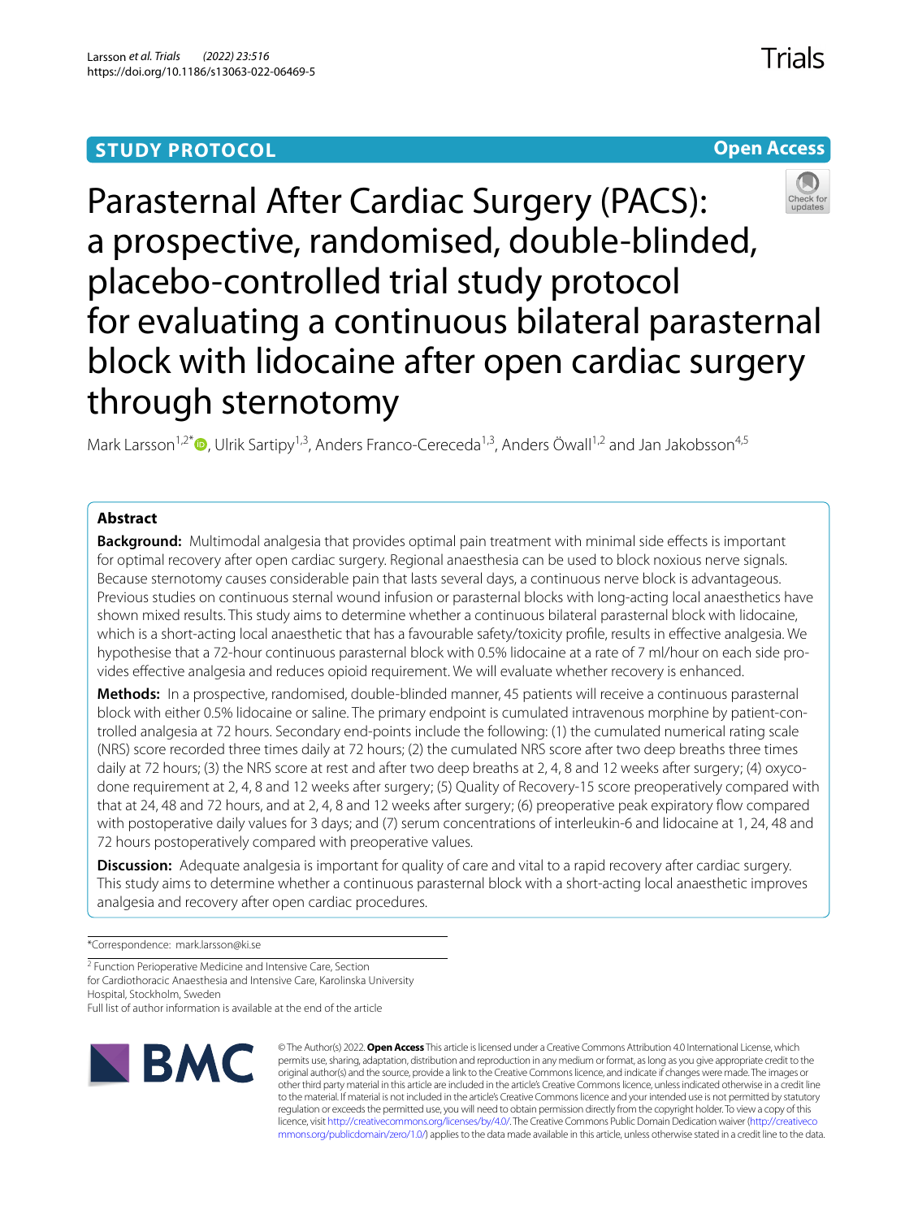STUDY PROTOCOL

Open Access

# Parasternal After Cardiac Surgery (PACS): a prospective, randomised, double-blinded, placebo-controlled trial study protocol for evaluating a continuous bilateral parasternal block with lidocaine after open cardiac surgery through sternotomy

Mark Larsson[1,2*], Ulrik Sartipy[1,3], Anders Franco-Cereceda[1,3], Anders Öwall[1,2] and Jan Jakobsson[4,5]

## Abstract

**Background:** Multimodal analgesia that provides optimal pain treatment with minimal side effects is important for optimal recovery after open cardiac surgery. Regional anaesthesia can be used to block noxious nerve signals. Because sternotomy causes considerable pain that lasts several days, a continuous nerve block is advantageous. Previous studies on continuous sternal wound infusion or parasternal blocks with long-acting local anaesthetics have shown mixed results. This study aims to determine whether a continuous bilateral parasternal block with lidocaine, which is a short-acting local anaesthetic that has a favourable safety/toxicity profile, results in effective analgesia. We hypothesise that a 72-hour continuous parasternal block with 0.5% lidocaine at a rate of 7 ml/hour on each side provides effective analgesia and reduces opioid requirement. We will evaluate whether recovery is enhanced.

**Methods:** In a prospective, randomised, double-blinded manner, 45 patients will receive a continuous parasternal block with either 0.5% lidocaine or saline. The primary endpoint is cumulated intravenous morphine by patient-controlled analgesia at 72 hours. Secondary end-points include the following: (1) the cumulated numerical rating scale (NRS) score recorded three times daily at 72 hours; (2) the cumulated NRS score after two deep breaths three times daily at 72 hours; (3) the NRS score at rest and after two deep breaths at 2, 4, 8 and 12 weeks after surgery; (4) oxycodone requirement at 2, 4, 8 and 12 weeks after surgery; (5) Quality of Recovery-15 score preoperatively compared with that at 24, 48 and 72 hours, and at 2, 4, 8 and 12 weeks after surgery; (6) preoperative peak expiratory flow compared with postoperative daily values for 3 days; and (7) serum concentrations of interleukin-6 and lidocaine at 1, 24, 48 and 72 hours postoperatively compared with preoperative values.

**Discussion:** Adequate analgesia is important for quality of care and vital to a rapid recovery after cardiac surgery. This study aims to determine whether a continuous parasternal block with a short-acting local anaesthetic improves analgesia and recovery after open cardiac procedures.

*Correspondence: mark.larsson@ki.se

[2] Function Perioperative Medicine and Intensive Care, Section for Cardiothoracic Anaesthesia and Intensive Care, Karolinska University Hospital, Stockholm, Sweden

Full list of author information is available at the end of the article

© The Author(s) 2022. **Open Access** This article is licensed under a Creative Commons Attribution 4.0 International License, which permits use, sharing, adaptation, distribution and reproduction in any medium or format, as long as you give appropriate credit to the original author(s) and the source, provide a link to the Creative Commons licence, and indicate if changes were made. The images or other third party material in this article are included in the article's Creative Commons licence, unless indicated otherwise in a credit line to the material. If material is not included in the article's Creative Commons licence and your intended use is not permitted by statutory regulation or exceeds the permitted use, you will need to obtain permission directly from the copyright holder. To view a copy of this licence, visit http://creativecommons.org/licenses/by/4.0/. The Creative Commons Public Domain Dedication waiver (http://creativecommons.org/publicdomain/zero/1.0/) applies to the data made available in this article, unless otherwise stated in a credit line to the data.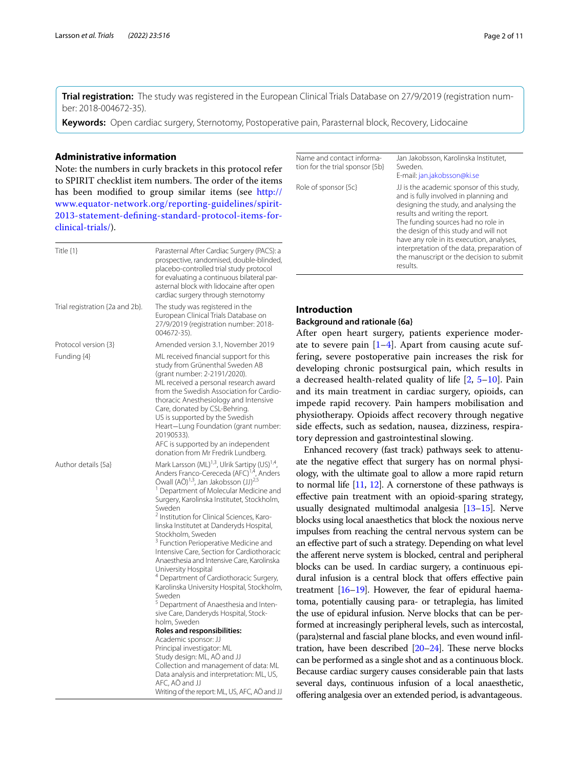**Trial registration:** The study was registered in the European Clinical Trials Database on 27/9/2019 (registration number: 2018-004672-35).

**Keywords:** Open cardiac surgery, Sternotomy, Postoperative pain, Parasternal block, Recovery, Lidocaine

## Administrative information

Note: the numbers in curly brackets in this protocol refer to SPIRIT checklist item numbers. The order of the items has been modified to group similar items (see http://www.equator-network.org/reporting-guidelines/spirit-2013-statement-defining-standard-protocol-items-for-clinical-trials/).

| | |
|---|---|
| Title {1} | Parasternal After Cardiac Surgery (PACS): a prospective, randomised, double-blinded, placebo-controlled trial study protocol for evaluating a continuous bilateral parasternal block with lidocaine after open cardiac surgery through sternotomy |
| Trial registration {2a and 2b}. | The study was registered in the European Clinical Trials Database on 27/9/2019 (registration number: 2018-004672-35). |
| Protocol version {3} | Amended version 3.1, November 2019 |
| Funding {4} | ML received financial support for this study from Grünenthal Sweden AB (grant number: 2-2191/2020). ML received a personal research award from the Swedish Association for Cardiothoracic Anesthesiology and Intensive Care, donated by CSL-Behring. US is supported by the Swedish Heart—Lung Foundation (grant number: 20190533). AFC is supported by an independent donation from Mr Fredrik Lundberg. |
| Author details {5a} | Mark Larsson (ML)[1,3], Ulrik Sartipy (US)[1,4], Anders Franco-Cereceda (AFC)[1,4], Anders Öwall (AÖ)[1,3], Jan Jakobsson (JJ)[2,5]<br>[1] Department of Molecular Medicine and Surgery, Karolinska Institutet, Stockholm, Sweden<br>[2] Institution for Clinical Sciences, Karolinska Institutet at Danderyds Hospital, Stockholm, Sweden<br>[3] Function Perioperative Medicine and Intensive Care, Section for Cardiothoracic Anaesthesia and Intensive Care, Karolinska University Hospital<br>[4] Department of Cardiothoracic Surgery, Karolinska University Hospital, Stockholm, Sweden<br>[5] Department of Anaesthesia and Intensive Care, Danderyds Hospital, Stockholm, Sweden<br>**Roles and responsibilities:**<br>Academic sponsor: JJ<br>Principal investigator: ML<br>Study design: ML, AÖ and JJ<br>Collection and management of data: ML<br>Data analysis and interpretation: ML, US, AFC, AÖ and JJ<br>Writing of the report: ML, US, AFC, AÖ and JJ |
| Name and contact information for the trial sponsor {5b} | Jan Jakobsson, Karolinska Institutet, Sweden.<br>E-mail: jan.jakobsson@ki.se |
| Role of sponsor {5c} | JJ is the academic sponsor of this study, and is fully involved in planning and designing the study, and analysing the results and writing the report.<br>The funding sources had no role in the design of this study and will not have any role in its execution, analyses, interpretation of the data, preparation of the manuscript or the decision to submit results. |

## Introduction

### Background and rationale {6a}

After open heart surgery, patients experience moderate to severe pain [1–4]. Apart from causing acute suffering, severe postoperative pain increases the risk for developing chronic postsurgical pain, which results in a decreased health-related quality of life [2, 5–10]. Pain and its main treatment in cardiac surgery, opioids, can impede rapid recovery. Pain hampers mobilisation and physiotherapy. Opioids affect recovery through negative side effects, such as sedation, nausea, dizziness, respiratory depression and gastrointestinal slowing.

Enhanced recovery (fast track) pathways seek to attenuate the negative effect that surgery has on normal physiology, with the ultimate goal to allow a more rapid return to normal life [11, 12]. A cornerstone of these pathways is effective pain treatment with an opioid-sparing strategy, usually designated multimodal analgesia [13–15]. Nerve blocks using local anaesthetics that block the noxious nerve impulses from reaching the central nervous system can be an effective part of such a strategy. Depending on what level the afferent nerve system is blocked, central and peripheral blocks can be used. In cardiac surgery, a continuous epidural infusion is a central block that offers effective pain treatment [16–19]. However, the fear of epidural haematoma, potentially causing para- or tetraplegia, has limited the use of epidural infusion. Nerve blocks that can be performed at increasingly peripheral levels, such as intercostal, (para)sternal and fascial plane blocks, and even wound infiltration, have been described [20–24]. These nerve blocks can be performed as a single shot and as a continuous block. Because cardiac surgery causes considerable pain that lasts several days, continuous infusion of a local anaesthetic, offering analgesia over an extended period, is advantageous.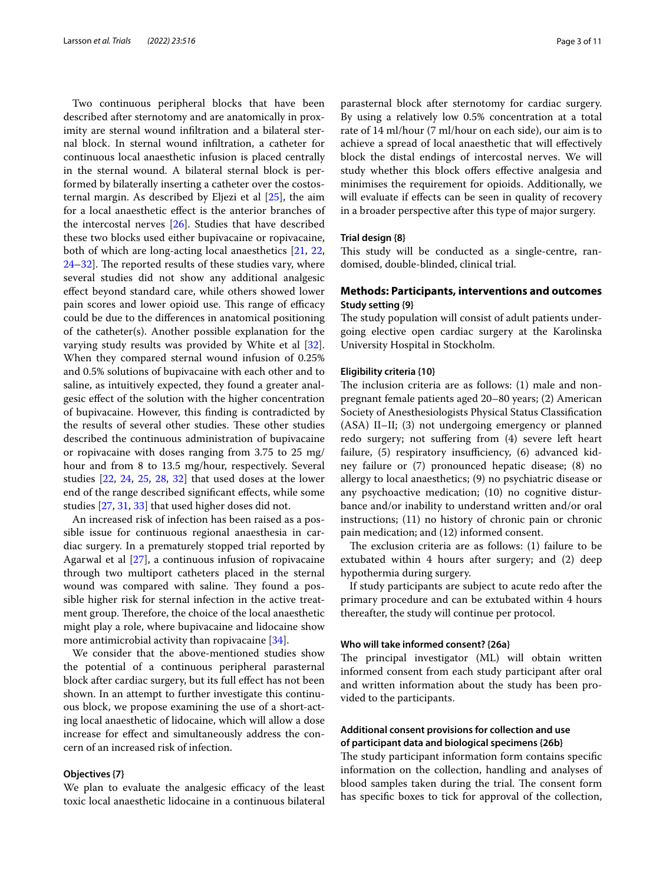Two continuous peripheral blocks that have been described after sternotomy and are anatomically in proximity are sternal wound infiltration and a bilateral sternal block. In sternal wound infiltration, a catheter for continuous local anaesthetic infusion is placed centrally in the sternal wound. A bilateral sternal block is performed by bilaterally inserting a catheter over the costosternal margin. As described by Eljezi et al [25], the aim for a local anaesthetic effect is the anterior branches of the intercostal nerves [26]. Studies that have described these two blocks used either bupivacaine or ropivacaine, both of which are long-acting local anaesthetics [21, 22, 24–32]. The reported results of these studies vary, where several studies did not show any additional analgesic effect beyond standard care, while others showed lower pain scores and lower opioid use. This range of efficacy could be due to the differences in anatomical positioning of the catheter(s). Another possible explanation for the varying study results was provided by White et al [32]. When they compared sternal wound infusion of 0.25% and 0.5% solutions of bupivacaine with each other and to saline, as intuitively expected, they found a greater analgesic effect of the solution with the higher concentration of bupivacaine. However, this finding is contradicted by the results of several other studies. These other studies described the continuous administration of bupivacaine or ropivacaine with doses ranging from 3.75 to 25 mg/hour and from 8 to 13.5 mg/hour, respectively. Several studies [22, 24, 25, 28, 32] that used doses at the lower end of the range described significant effects, while some studies [27, 31, 33] that used higher doses did not.

An increased risk of infection has been raised as a possible issue for continuous regional anaesthesia in cardiac surgery. In a prematurely stopped trial reported by Agarwal et al [27], a continuous infusion of ropivacaine through two multiport catheters placed in the sternal wound was compared with saline. They found a possible higher risk for sternal infection in the active treatment group. Therefore, the choice of the local anaesthetic might play a role, where bupivacaine and lidocaine show more antimicrobial activity than ropivacaine [34].

We consider that the above-mentioned studies show the potential of a continuous peripheral parasternal block after cardiac surgery, but its full effect has not been shown. In an attempt to further investigate this continuous block, we propose examining the use of a short-acting local anaesthetic of lidocaine, which will allow a dose increase for effect and simultaneously address the concern of an increased risk of infection.

### Objectives {7}

We plan to evaluate the analgesic efficacy of the least toxic local anaesthetic lidocaine in a continuous bilateral parasternal block after sternotomy for cardiac surgery. By using a relatively low 0.5% concentration at a total rate of 14 ml/hour (7 ml/hour on each side), our aim is to achieve a spread of local anaesthetic that will effectively block the distal endings of intercostal nerves. We will study whether this block offers effective analgesia and minimises the requirement for opioids. Additionally, we will evaluate if effects can be seen in quality of recovery in a broader perspective after this type of major surgery.

### Trial design {8}

This study will be conducted as a single-centre, randomised, double-blinded, clinical trial.

## Methods: Participants, interventions and outcomes

### Study setting {9}

The study population will consist of adult patients undergoing elective open cardiac surgery at the Karolinska University Hospital in Stockholm.

### Eligibility criteria {10}

The inclusion criteria are as follows: (1) male and non-pregnant female patients aged 20–80 years; (2) American Society of Anesthesiologists Physical Status Classification (ASA) II–II; (3) not undergoing emergency or planned redo surgery; not suffering from (4) severe left heart failure, (5) respiratory insufficiency, (6) advanced kidney failure or (7) pronounced hepatic disease; (8) no allergy to local anaesthetics; (9) no psychiatric disease or any psychoactive medication; (10) no cognitive disturbance and/or inability to understand written and/or oral instructions; (11) no history of chronic pain or chronic pain medication; and (12) informed consent.

The exclusion criteria are as follows: (1) failure to be extubated within 4 hours after surgery; and (2) deep hypothermia during surgery.

If study participants are subject to acute redo after the primary procedure and can be extubated within 4 hours thereafter, the study will continue per protocol.

### Who will take informed consent? {26a}

The principal investigator (ML) will obtain written informed consent from each study participant after oral and written information about the study has been provided to the participants.

### Additional consent provisions for collection and use of participant data and biological specimens {26b}

The study participant information form contains specific information on the collection, handling and analyses of blood samples taken during the trial. The consent form has specific boxes to tick for approval of the collection,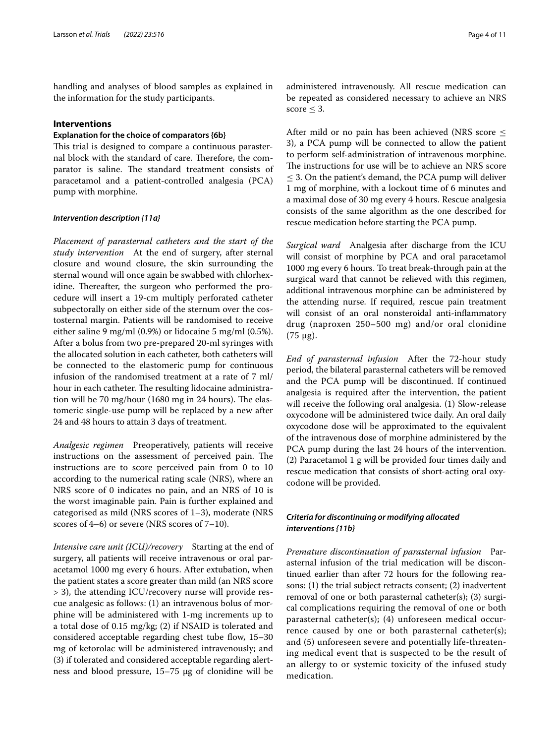handling and analyses of blood samples as explained in the information for the study participants.

## Interventions

### Explanation for the choice of comparators {6b}

This trial is designed to compare a continuous parasternal block with the standard of care. Therefore, the comparator is saline. The standard treatment consists of paracetamol and a patient-controlled analgesia (PCA) pump with morphine.

### *Intervention description {11a}*

*Placement of parasternal catheters and the start of the study intervention* At the end of surgery, after sternal closure and wound closure, the skin surrounding the sternal wound will once again be swabbed with chlorhexidine. Thereafter, the surgeon who performed the procedure will insert a 19-cm multiply perforated catheter subpectorally on either side of the sternum over the costosternal margin. Patients will be randomised to receive either saline 9 mg/ml (0.9%) or lidocaine 5 mg/ml (0.5%). After a bolus from two pre-prepared 20-ml syringes with the allocated solution in each catheter, both catheters will be connected to the elastomeric pump for continuous infusion of the randomised treatment at a rate of 7 ml/hour in each catheter. The resulting lidocaine administration will be 70 mg/hour (1680 mg in 24 hours). The elastomeric single-use pump will be replaced by a new after 24 and 48 hours to attain 3 days of treatment.

*Analgesic regimen* Preoperatively, patients will receive instructions on the assessment of perceived pain. The instructions are to score perceived pain from 0 to 10 according to the numerical rating scale (NRS), where an NRS score of 0 indicates no pain, and an NRS of 10 is the worst imaginable pain. Pain is further explained and categorised as mild (NRS scores of 1–3), moderate (NRS scores of 4–6) or severe (NRS scores of 7–10).

*Intensive care unit (ICU)/recovery* Starting at the end of surgery, all patients will receive intravenous or oral paracetamol 1000 mg every 6 hours. After extubation, when the patient states a score greater than mild (an NRS score > 3), the attending ICU/recovery nurse will provide rescue analgesic as follows: (1) an intravenous bolus of morphine will be administered with 1-mg increments up to a total dose of 0.15 mg/kg; (2) if NSAID is tolerated and considered acceptable regarding chest tube flow, 15–30 mg of ketorolac will be administered intravenously; and (3) if tolerated and considered acceptable regarding alertness and blood pressure, 15–75 μg of clonidine will be administered intravenously. All rescue medication can be repeated as considered necessary to achieve an NRS score ≤ 3.

After mild or no pain has been achieved (NRS score ≤ 3), a PCA pump will be connected to allow the patient to perform self-administration of intravenous morphine. The instructions for use will be to achieve an NRS score ≤ 3. On the patient's demand, the PCA pump will deliver 1 mg of morphine, with a lockout time of 6 minutes and a maximal dose of 30 mg every 4 hours. Rescue analgesia consists of the same algorithm as the one described for rescue medication before starting the PCA pump.

*Surgical ward* Analgesia after discharge from the ICU will consist of morphine by PCA and oral paracetamol 1000 mg every 6 hours. To treat break-through pain at the surgical ward that cannot be relieved with this regimen, additional intravenous morphine can be administered by the attending nurse. If required, rescue pain treatment will consist of an oral nonsteroidal anti-inflammatory drug (naproxen 250–500 mg) and/or oral clonidine (75 μg).

*End of parasternal infusion* After the 72-hour study period, the bilateral parasternal catheters will be removed and the PCA pump will be discontinued. If continued analgesia is required after the intervention, the patient will receive the following oral analgesia. (1) Slow-release oxycodone will be administered twice daily. An oral daily oxycodone dose will be approximated to the equivalent of the intravenous dose of morphine administered by the PCA pump during the last 24 hours of the intervention. (2) Paracetamol 1 g will be provided four times daily and rescue medication that consists of short-acting oral oxycodone will be provided.

### *Criteria for discontinuing or modifying allocated interventions {11b}*

*Premature discontinuation of parasternal infusion* Parasternal infusion of the trial medication will be discontinued earlier than after 72 hours for the following reasons: (1) the trial subject retracts consent; (2) inadvertent removal of one or both parasternal catheter(s); (3) surgical complications requiring the removal of one or both parasternal catheter(s); (4) unforeseen medical occurrence caused by one or both parasternal catheter(s); and (5) unforeseen severe and potentially life-threatening medical event that is suspected to be the result of an allergy to or systemic toxicity of the infused study medication.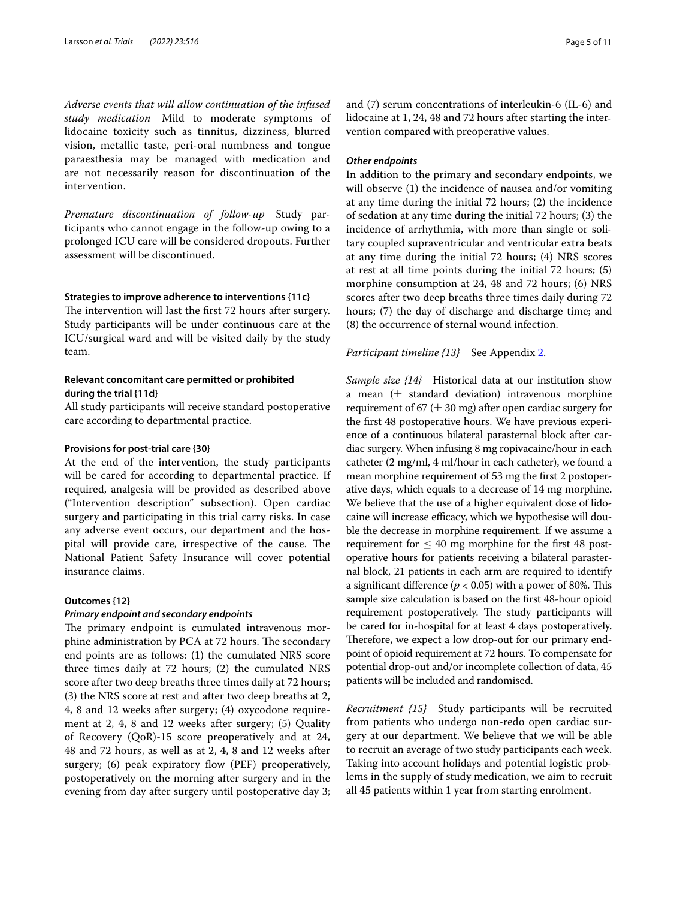*Adverse events that will allow continuation of the infused study medication* Mild to moderate symptoms of lidocaine toxicity such as tinnitus, dizziness, blurred vision, metallic taste, peri-oral numbness and tongue paraesthesia may be managed with medication and are not necessarily reason for discontinuation of the intervention.

*Premature discontinuation of follow-up* Study participants who cannot engage in the follow-up owing to a prolonged ICU care will be considered dropouts. Further assessment will be discontinued.

#### Strategies to improve adherence to interventions {11c}

The intervention will last the first 72 hours after surgery. Study participants will be under continuous care at the ICU/surgical ward and will be visited daily by the study team.

#### Relevant concomitant care permitted or prohibited during the trial {11d}

All study participants will receive standard postoperative care according to departmental practice.

#### Provisions for post-trial care {30}

At the end of the intervention, the study participants will be cared for according to departmental practice. If required, analgesia will be provided as described above ("Intervention description" subsection). Open cardiac surgery and participating in this trial carry risks. In case any adverse event occurs, our department and the hospital will provide care, irrespective of the cause. The National Patient Safety Insurance will cover potential insurance claims.

#### Outcomes {12}

##### *Primary endpoint and secondary endpoints*

The primary endpoint is cumulated intravenous morphine administration by PCA at 72 hours. The secondary end points are as follows: (1) the cumulated NRS score three times daily at 72 hours; (2) the cumulated NRS score after two deep breaths three times daily at 72 hours; (3) the NRS score at rest and after two deep breaths at 2, 4, 8 and 12 weeks after surgery; (4) oxycodone requirement at 2, 4, 8 and 12 weeks after surgery; (5) Quality of Recovery (QoR)-15 score preoperatively and at 24, 48 and 72 hours, as well as at 2, 4, 8 and 12 weeks after surgery; (6) peak expiratory flow (PEF) preoperatively, postoperatively on the morning after surgery and in the evening from day after surgery until postoperative day 3; and (7) serum concentrations of interleukin-6 (IL-6) and lidocaine at 1, 24, 48 and 72 hours after starting the intervention compared with preoperative values.

##### *Other endpoints*

In addition to the primary and secondary endpoints, we will observe (1) the incidence of nausea and/or vomiting at any time during the initial 72 hours; (2) the incidence of sedation at any time during the initial 72 hours; (3) the incidence of arrhythmia, with more than single or solitary coupled supraventricular and ventricular extra beats at any time during the initial 72 hours; (4) NRS scores at rest at all time points during the initial 72 hours; (5) morphine consumption at 24, 48 and 72 hours; (6) NRS scores after two deep breaths three times daily during 72 hours; (7) the day of discharge and discharge time; and (8) the occurrence of sternal wound infection.

*Participant timeline {13}* See Appendix 2.

*Sample size {14}* Historical data at our institution show a mean ($\pm$ standard deviation) intravenous morphine requirement of 67 ($\pm$ 30 mg) after open cardiac surgery for the first 48 postoperative hours. We have previous experience of a continuous bilateral parasternal block after cardiac surgery. When infusing 8 mg ropivacaine/hour in each catheter (2 mg/ml, 4 ml/hour in each catheter), we found a mean morphine requirement of 53 mg the first 2 postoperative days, which equals to a decrease of 14 mg morphine. We believe that the use of a higher equivalent dose of lidocaine will increase efficacy, which we hypothesise will double the decrease in morphine requirement. If we assume a requirement for $\leq$ 40 mg morphine for the first 48 postoperative hours for patients receiving a bilateral parasternal block, 21 patients in each arm are required to identify a significant difference ($p < 0.05$) with a power of 80%. This sample size calculation is based on the first 48-hour opioid requirement postoperatively. The study participants will be cared for in-hospital for at least 4 days postoperatively. Therefore, we expect a low drop-out for our primary endpoint of opioid requirement at 72 hours. To compensate for potential drop-out and/or incomplete collection of data, 45 patients will be included and randomised.

*Recruitment {15}* Study participants will be recruited from patients who undergo non-redo open cardiac surgery at our department. We believe that we will be able to recruit an average of two study participants each week. Taking into account holidays and potential logistic problems in the supply of study medication, we aim to recruit all 45 patients within 1 year from starting enrolment.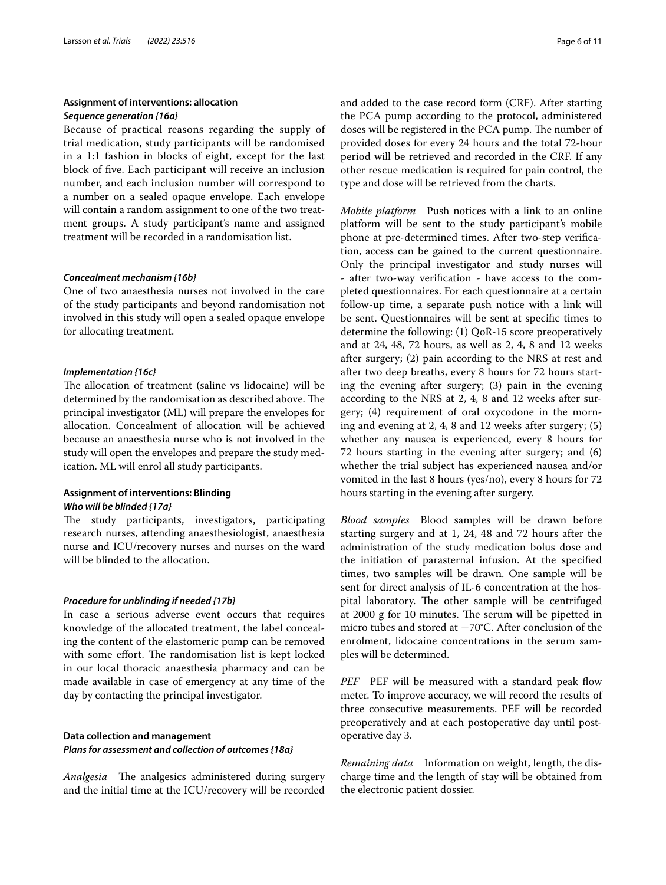## Assignment of interventions: allocation

### *Sequence generation {16a}*

Because of practical reasons regarding the supply of trial medication, study participants will be randomised in a 1:1 fashion in blocks of eight, except for the last block of five. Each participant will receive an inclusion number, and each inclusion number will correspond to a number on a sealed opaque envelope. Each envelope will contain a random assignment to one of the two treatment groups. A study participant's name and assigned treatment will be recorded in a randomisation list.

### *Concealment mechanism {16b}*

One of two anaesthesia nurses not involved in the care of the study participants and beyond randomisation not involved in this study will open a sealed opaque envelope for allocating treatment.

### *Implementation {16c}*

The allocation of treatment (saline vs lidocaine) will be determined by the randomisation as described above. The principal investigator (ML) will prepare the envelopes for allocation. Concealment of allocation will be achieved because an anaesthesia nurse who is not involved in the study will open the envelopes and prepare the study medication. ML will enrol all study participants.

## Assignment of interventions: Blinding

### *Who will be blinded {17a}*

The study participants, investigators, participating research nurses, attending anaesthesiologist, anaesthesia nurse and ICU/recovery nurses and nurses on the ward will be blinded to the allocation.

### *Procedure for unblinding if needed {17b}*

In case a serious adverse event occurs that requires knowledge of the allocated treatment, the label concealing the content of the elastomeric pump can be removed with some effort. The randomisation list is kept locked in our local thoracic anaesthesia pharmacy and can be made available in case of emergency at any time of the day by contacting the principal investigator.

## Data collection and management

### *Plans for assessment and collection of outcomes {18a}*

*Analgesia* The analgesics administered during surgery and the initial time at the ICU/recovery will be recorded and added to the case record form (CRF). After starting the PCA pump according to the protocol, administered doses will be registered in the PCA pump. The number of provided doses for every 24 hours and the total 72-hour period will be retrieved and recorded in the CRF. If any other rescue medication is required for pain control, the type and dose will be retrieved from the charts.

*Mobile platform* Push notices with a link to an online platform will be sent to the study participant's mobile phone at pre-determined times. After two-step verification, access can be gained to the current questionnaire. Only the principal investigator and study nurses will - after two-way verification - have access to the completed questionnaires. For each questionnaire at a certain follow-up time, a separate push notice with a link will be sent. Questionnaires will be sent at specific times to determine the following: (1) QoR-15 score preoperatively and at 24, 48, 72 hours, as well as 2, 4, 8 and 12 weeks after surgery; (2) pain according to the NRS at rest and after two deep breaths, every 8 hours for 72 hours starting the evening after surgery; (3) pain in the evening according to the NRS at 2, 4, 8 and 12 weeks after surgery; (4) requirement of oral oxycodone in the morning and evening at 2, 4, 8 and 12 weeks after surgery; (5) whether any nausea is experienced, every 8 hours for 72 hours starting in the evening after surgery; and (6) whether the trial subject has experienced nausea and/or vomited in the last 8 hours (yes/no), every 8 hours for 72 hours starting in the evening after surgery.

*Blood samples* Blood samples will be drawn before starting surgery and at 1, 24, 48 and 72 hours after the administration of the study medication bolus dose and the initiation of parasternal infusion. At the specified times, two samples will be drawn. One sample will be sent for direct analysis of IL-6 concentration at the hospital laboratory. The other sample will be centrifuged at 2000 g for 10 minutes. The serum will be pipetted in micro tubes and stored at −70°C. After conclusion of the enrolment, lidocaine concentrations in the serum samples will be determined.

*PEF* PEF will be measured with a standard peak flow meter. To improve accuracy, we will record the results of three consecutive measurements. PEF will be recorded preoperatively and at each postoperative day until postoperative day 3.

*Remaining data* Information on weight, length, the discharge time and the length of stay will be obtained from the electronic patient dossier.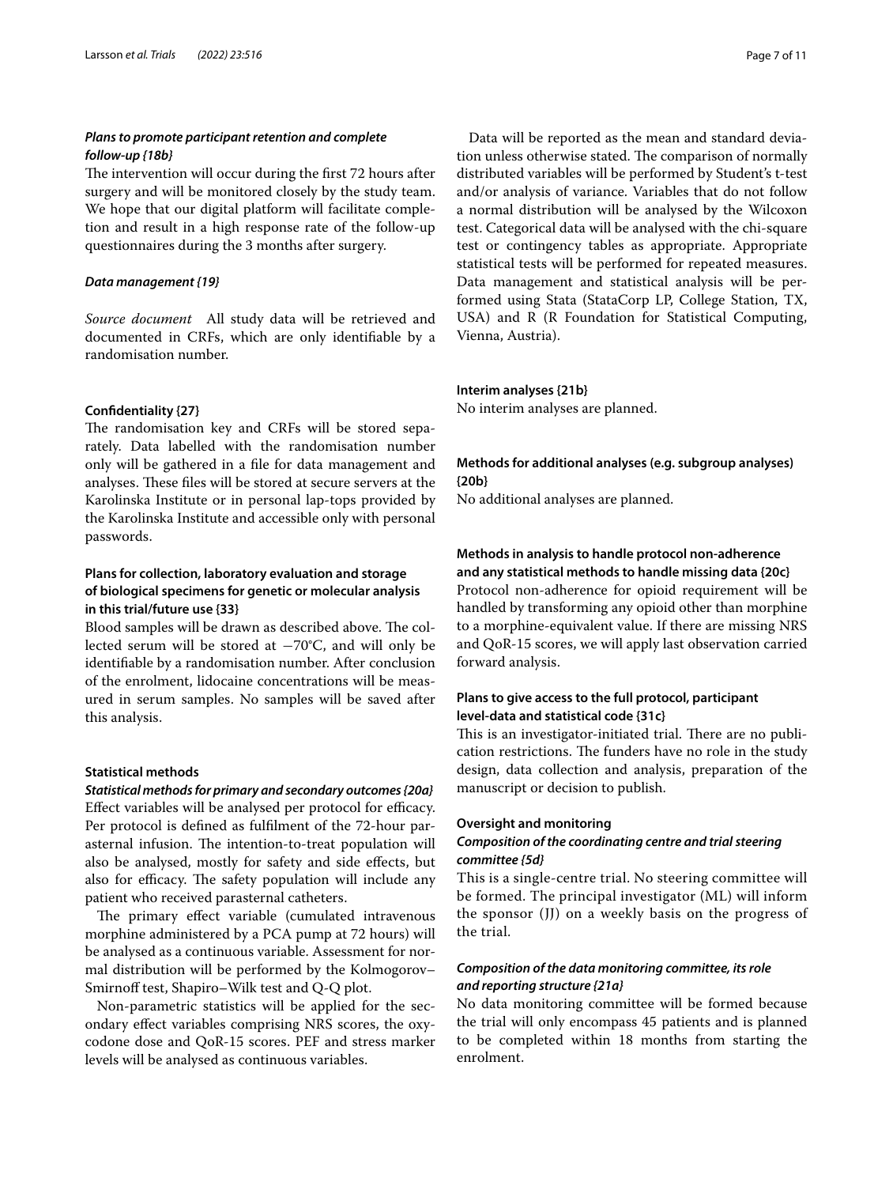### *Plans to promote participant retention and complete follow-up {18b}*

The intervention will occur during the first 72 hours after surgery and will be monitored closely by the study team. We hope that our digital platform will facilitate completion and result in a high response rate of the follow-up questionnaires during the 3 months after surgery.

### *Data management {19}*

*Source document* All study data will be retrieved and documented in CRFs, which are only identifiable by a randomisation number.

#### Confidentiality {27}

The randomisation key and CRFs will be stored separately. Data labelled with the randomisation number only will be gathered in a file for data management and analyses. These files will be stored at secure servers at the Karolinska Institute or in personal lap-tops provided by the Karolinska Institute and accessible only with personal passwords.

#### Plans for collection, laboratory evaluation and storage of biological specimens for genetic or molecular analysis in this trial/future use {33}

Blood samples will be drawn as described above. The collected serum will be stored at −70°C, and will only be identifiable by a randomisation number. After conclusion of the enrolment, lidocaine concentrations will be measured in serum samples. No samples will be saved after this analysis.

#### Statistical methods

### *Statistical methods for primary and secondary outcomes {20a}*

Effect variables will be analysed per protocol for efficacy. Per protocol is defined as fulfilment of the 72-hour parasternal infusion. The intention-to-treat population will also be analysed, mostly for safety and side effects, but also for efficacy. The safety population will include any patient who received parasternal catheters.

The primary effect variable (cumulated intravenous morphine administered by a PCA pump at 72 hours) will be analysed as a continuous variable. Assessment for normal distribution will be performed by the Kolmogorov–Smirnoff test, Shapiro–Wilk test and Q-Q plot.

Non-parametric statistics will be applied for the secondary effect variables comprising NRS scores, the oxycodone dose and QoR-15 scores. PEF and stress marker levels will be analysed as continuous variables.

Data will be reported as the mean and standard deviation unless otherwise stated. The comparison of normally distributed variables will be performed by Student's t-test and/or analysis of variance. Variables that do not follow a normal distribution will be analysed by the Wilcoxon test. Categorical data will be analysed with the chi-square test or contingency tables as appropriate. Appropriate statistical tests will be performed for repeated measures. Data management and statistical analysis will be performed using Stata (StataCorp LP, College Station, TX, USA) and R (R Foundation for Statistical Computing, Vienna, Austria).

#### Interim analyses {21b}

No interim analyses are planned.

#### Methods for additional analyses (e.g. subgroup analyses) {20b}

No additional analyses are planned.

#### Methods in analysis to handle protocol non-adherence and any statistical methods to handle missing data {20c}

Protocol non-adherence for opioid requirement will be handled by transforming any opioid other than morphine to a morphine-equivalent value. If there are missing NRS and QoR-15 scores, we will apply last observation carried forward analysis.

#### Plans to give access to the full protocol, participant level-data and statistical code {31c}

This is an investigator-initiated trial. There are no publication restrictions. The funders have no role in the study design, data collection and analysis, preparation of the manuscript or decision to publish.

#### Oversight and monitoring

### *Composition of the coordinating centre and trial steering committee {5d}*

This is a single-centre trial. No steering committee will be formed. The principal investigator (ML) will inform the sponsor (JJ) on a weekly basis on the progress of the trial.

### *Composition of the data monitoring committee, its role and reporting structure {21a}*

No data monitoring committee will be formed because the trial will only encompass 45 patients and is planned to be completed within 18 months from starting the enrolment.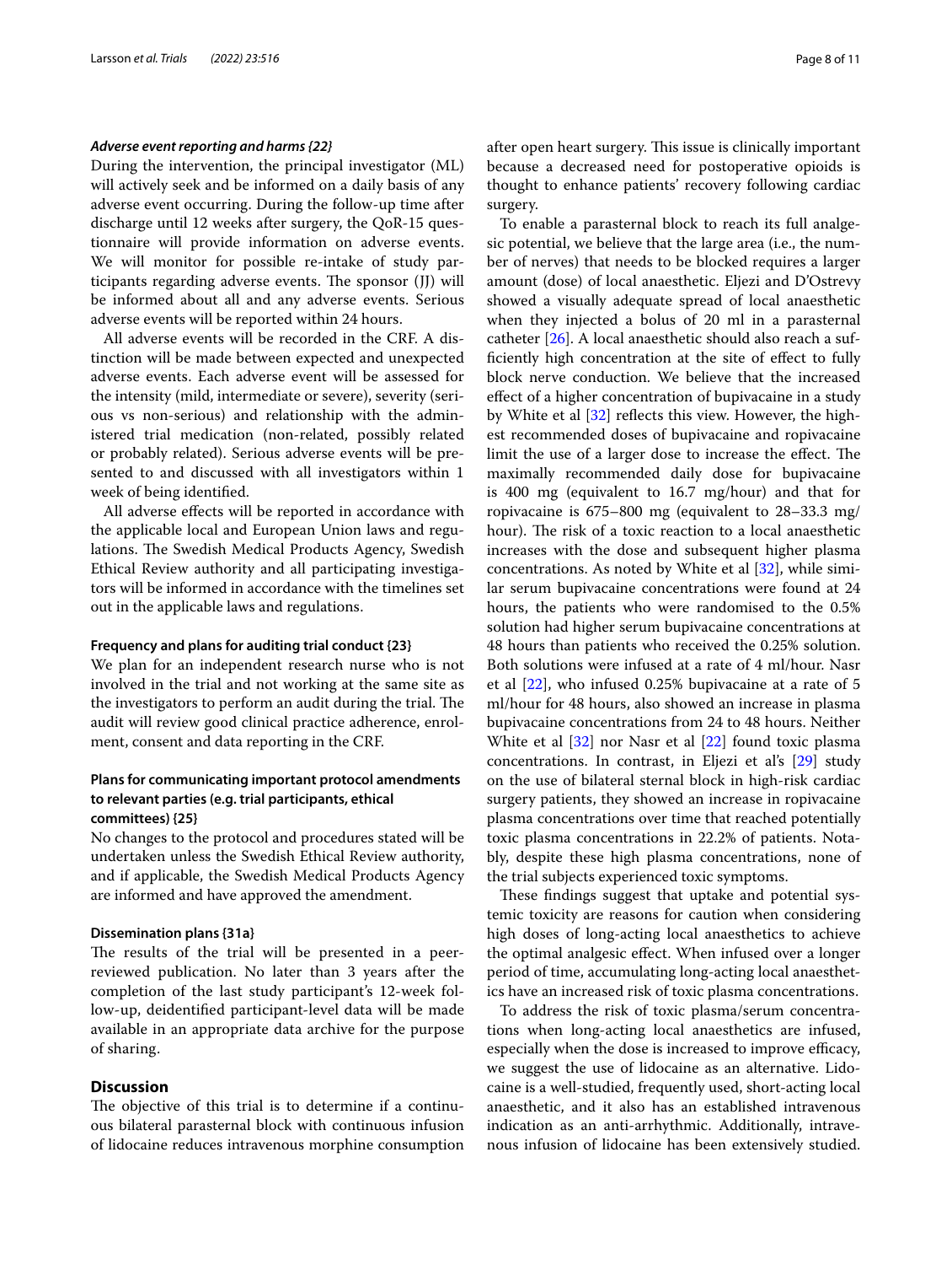### *Adverse event reporting and harms {22}*

During the intervention, the principal investigator (ML) will actively seek and be informed on a daily basis of any adverse event occurring. During the follow-up time after discharge until 12 weeks after surgery, the QoR-15 questionnaire will provide information on adverse events. We will monitor for possible re-intake of study participants regarding adverse events. The sponsor (JJ) will be informed about all and any adverse events. Serious adverse events will be reported within 24 hours.

All adverse events will be recorded in the CRF. A distinction will be made between expected and unexpected adverse events. Each adverse event will be assessed for the intensity (mild, intermediate or severe), severity (serious vs non-serious) and relationship with the administered trial medication (non-related, possibly related or probably related). Serious adverse events will be presented to and discussed with all investigators within 1 week of being identified.

All adverse effects will be reported in accordance with the applicable local and European Union laws and regulations. The Swedish Medical Products Agency, Swedish Ethical Review authority and all participating investigators will be informed in accordance with the timelines set out in the applicable laws and regulations.

#### Frequency and plans for auditing trial conduct {23}

We plan for an independent research nurse who is not involved in the trial and not working at the same site as the investigators to perform an audit during the trial. The audit will review good clinical practice adherence, enrolment, consent and data reporting in the CRF.

#### Plans for communicating important protocol amendments to relevant parties (e.g. trial participants, ethical committees) {25}

No changes to the protocol and procedures stated will be undertaken unless the Swedish Ethical Review authority, and if applicable, the Swedish Medical Products Agency are informed and have approved the amendment.

#### Dissemination plans {31a}

The results of the trial will be presented in a peer-reviewed publication. No later than 3 years after the completion of the last study participant's 12-week follow-up, deidentified participant-level data will be made available in an appropriate data archive for the purpose of sharing.

## Discussion

The objective of this trial is to determine if a continuous bilateral parasternal block with continuous infusion of lidocaine reduces intravenous morphine consumption after open heart surgery. This issue is clinically important because a decreased need for postoperative opioids is thought to enhance patients' recovery following cardiac surgery.

To enable a parasternal block to reach its full analgesic potential, we believe that the large area (i.e., the number of nerves) that needs to be blocked requires a larger amount (dose) of local anaesthetic. Eljezi and D'Ostrevy showed a visually adequate spread of local anaesthetic when they injected a bolus of 20 ml in a parasternal catheter [26]. A local anaesthetic should also reach a sufficiently high concentration at the site of effect to fully block nerve conduction. We believe that the increased effect of a higher concentration of bupivacaine in a study by White et al [32] reflects this view. However, the highest recommended doses of bupivacaine and ropivacaine limit the use of a larger dose to increase the effect. The maximally recommended daily dose for bupivacaine is 400 mg (equivalent to 16.7 mg/hour) and that for ropivacaine is 675–800 mg (equivalent to 28–33.3 mg/hour). The risk of a toxic reaction to a local anaesthetic increases with the dose and subsequent higher plasma concentrations. As noted by White et al [32], while similar serum bupivacaine concentrations were found at 24 hours, the patients who were randomised to the 0.5% solution had higher serum bupivacaine concentrations at 48 hours than patients who received the 0.25% solution. Both solutions were infused at a rate of 4 ml/hour. Nasr et al [22], who infused 0.25% bupivacaine at a rate of 5 ml/hour for 48 hours, also showed an increase in plasma bupivacaine concentrations from 24 to 48 hours. Neither White et al [32] nor Nasr et al [22] found toxic plasma concentrations. In contrast, in Eljezi et al's [29] study on the use of bilateral sternal block in high-risk cardiac surgery patients, they showed an increase in ropivacaine plasma concentrations over time that reached potentially toxic plasma concentrations in 22.2% of patients. Notably, despite these high plasma concentrations, none of the trial subjects experienced toxic symptoms.

These findings suggest that uptake and potential systemic toxicity are reasons for caution when considering high doses of long-acting local anaesthetics to achieve the optimal analgesic effect. When infused over a longer period of time, accumulating long-acting local anaesthetics have an increased risk of toxic plasma concentrations.

To address the risk of toxic plasma/serum concentrations when long-acting local anaesthetics are infused, especially when the dose is increased to improve efficacy, we suggest the use of lidocaine as an alternative. Lidocaine is a well-studied, frequently used, short-acting local anaesthetic, and it also has an established intravenous indication as an anti-arrhythmic. Additionally, intravenous infusion of lidocaine has been extensively studied.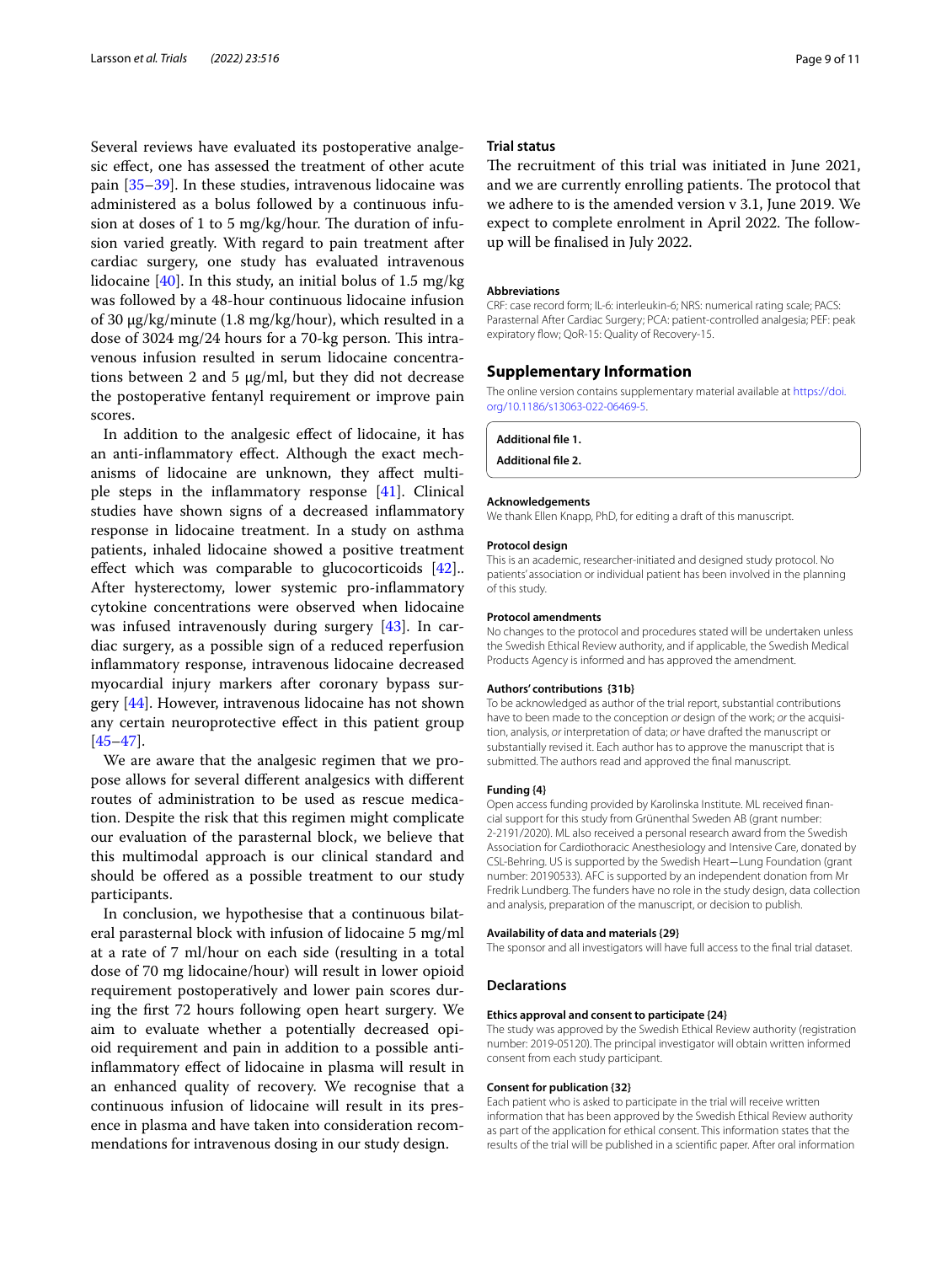Several reviews have evaluated its postoperative analgesic effect, one has assessed the treatment of other acute pain [35–39]. In these studies, intravenous lidocaine was administered as a bolus followed by a continuous infusion at doses of 1 to 5 mg/kg/hour. The duration of infusion varied greatly. With regard to pain treatment after cardiac surgery, one study has evaluated intravenous lidocaine [40]. In this study, an initial bolus of 1.5 mg/kg was followed by a 48-hour continuous lidocaine infusion of 30 μg/kg/minute (1.8 mg/kg/hour), which resulted in a dose of 3024 mg/24 hours for a 70-kg person. This intravenous infusion resulted in serum lidocaine concentrations between 2 and 5 μg/ml, but they did not decrease the postoperative fentanyl requirement or improve pain scores.

In addition to the analgesic effect of lidocaine, it has an anti-inflammatory effect. Although the exact mechanisms of lidocaine are unknown, they affect multiple steps in the inflammatory response [41]. Clinical studies have shown signs of a decreased inflammatory response in lidocaine treatment. In a study on asthma patients, inhaled lidocaine showed a positive treatment effect which was comparable to glucocorticoids [42].. After hysterectomy, lower systemic pro-inflammatory cytokine concentrations were observed when lidocaine was infused intravenously during surgery [43]. In cardiac surgery, as a possible sign of a reduced reperfusion inflammatory response, intravenous lidocaine decreased myocardial injury markers after coronary bypass surgery [44]. However, intravenous lidocaine has not shown any certain neuroprotective effect in this patient group [45–47].

We are aware that the analgesic regimen that we propose allows for several different analgesics with different routes of administration to be used as rescue medication. Despite the risk that this regimen might complicate our evaluation of the parasternal block, we believe that this multimodal approach is our clinical standard and should be offered as a possible treatment to our study participants.

In conclusion, we hypothesise that a continuous bilateral parasternal block with infusion of lidocaine 5 mg/ml at a rate of 7 ml/hour on each side (resulting in a total dose of 70 mg lidocaine/hour) will result in lower opioid requirement postoperatively and lower pain scores during the first 72 hours following open heart surgery. We aim to evaluate whether a potentially decreased opioid requirement and pain in addition to a possible anti-inflammatory effect of lidocaine in plasma will result in an enhanced quality of recovery. We recognise that a continuous infusion of lidocaine will result in its presence in plasma and have taken into consideration recommendations for intravenous dosing in our study design.

## Trial status

The recruitment of this trial was initiated in June 2021, and we are currently enrolling patients. The protocol that we adhere to is the amended version v 3.1, June 2019. We expect to complete enrolment in April 2022. The follow-up will be finalised in July 2022.

### Abbreviations

CRF: case record form; IL-6: interleukin-6; NRS: numerical rating scale; PACS: Parasternal After Cardiac Surgery; PCA: patient-controlled analgesia; PEF: peak expiratory flow; QoR-15: Quality of Recovery-15.

## Supplementary Information

The online version contains supplementary material available at https://doi.org/10.1186/s13063-022-06469-5.

**Additional file 1.**

**Additional file 2.**

### Acknowledgements

We thank Ellen Knapp, PhD, for editing a draft of this manuscript.

### Protocol design

This is an academic, researcher-initiated and designed study protocol. No patients' association or individual patient has been involved in the planning of this study.

### Protocol amendments

No changes to the protocol and procedures stated will be undertaken unless the Swedish Ethical Review authority, and if applicable, the Swedish Medical Products Agency is informed and has approved the amendment.

### Authors' contributions {31b}

To be acknowledged as author of the trial report, substantial contributions have to been made to the conception *or* design of the work; *or* the acquisition, analysis, *or* interpretation of data; *or* have drafted the manuscript or substantially revised it. Each author has to approve the manuscript that is submitted. The authors read and approved the final manuscript.

### Funding {4}

Open access funding provided by Karolinska Institute. ML received financial support for this study from Grünenthal Sweden AB (grant number: 2-2191/2020). ML also received a personal research award from the Swedish Association for Cardiothoracic Anesthesiology and Intensive Care, donated by CSL-Behring. US is supported by the Swedish Heart—Lung Foundation (grant number: 20190533). AFC is supported by an independent donation from Mr Fredrik Lundberg. The funders have no role in the study design, data collection and analysis, preparation of the manuscript, or decision to publish.

### Availability of data and materials {29}

The sponsor and all investigators will have full access to the final trial dataset.

## Declarations

### Ethics approval and consent to participate {24}

The study was approved by the Swedish Ethical Review authority (registration number: 2019-05120). The principal investigator will obtain written informed consent from each study participant.

### Consent for publication {32}

Each patient who is asked to participate in the trial will receive written information that has been approved by the Swedish Ethical Review authority as part of the application for ethical consent. This information states that the results of the trial will be published in a scientific paper. After oral information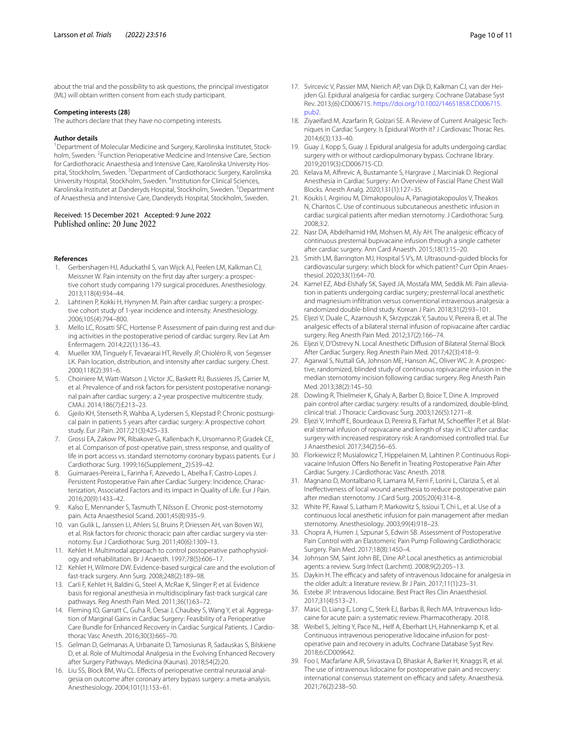about the trial and the possibility to ask questions, the principal investigator (ML) will obtain written consent from each study participant.

### Competing interests {28}

The authors declare that they have no competing interests.

### Author details

[1]Department of Molecular Medicine and Surgery, Karolinska Institutet, Stockholm, Sweden. [2]Function Perioperative Medicine and Intensive Care, Section for Cardiothoracic Anaesthesia and Intensive Care, Karolinska University Hospital, Stockholm, Sweden. [3]Department of Cardiothoracic Surgery, Karolinska University Hospital, Stockholm, Sweden. [4]Institution for Clinical Sciences, Karolinska Institutet at Danderyds Hospital, Stockholm, Sweden. [5]Department of Anaesthesia and Intensive Care, Danderyds Hospital, Stockholm, Sweden.

Received: 15 December 2021 Accepted: 9 June 2022
Published online: 20 June 2022

### References

1. Gerbershagen HJ, Aduckathil S, van Wijck AJ, Peelen LM, Kalkman CJ, Meissner W. Pain intensity on the first day after surgery: a prospective cohort study comparing 179 surgical procedures. Anesthesiology. 2013;118(4):934–44.
2. Lahtinen P, Kokki H, Hynynen M. Pain after cardiac surgery: a prospective cohort study of 1-year incidence and intensity. Anesthesiology. 2006;105(4):794–800.
3. Mello LC, Rosatti SFC, Hortense P. Assessment of pain during rest and during activities in the postoperative period of cardiac surgery. Rev Lat Am Enfermagem. 2014;22(1):136–43.
4. Mueller XM, Tinguely F, Tevaearai HT, Revelly JP, Chioléro R, von Segesser LK. Pain location, distribution, and intensity after cardiac surgery. Chest. 2000;118(2):391–6.
5. Choiniere M, Watt-Watson J, Victor JC, Baskett RJ, Bussieres JS, Carrier M, et al. Prevalence of and risk factors for persistent postoperative nonanginal pain after cardiac surgery: a 2-year prospective multicentre study. CMAJ. 2014;186(7):E213–23.
6. Gjeilo KH, Stenseth R, Wahba A, Lydersen S, Klepstad P. Chronic postsurgical pain in patients 5 years after cardiac surgery: A prospective cohort study. Eur J Pain. 2017;21(3):425–33.
7. Grossi EA, Zakow PK, Ribakove G, Kallenbach K, Ursomanno P, Gradek CE, et al. Comparison of post-operative pain, stress response, and quality of life in port access vs. standard sternotomy coronary bypass patients. Eur J Cardiothorac Surg. 1999;16(Supplement_2):S39–42.
8. Guimaraes-Pereira L, Farinha F, Azevedo L, Abelha F, Castro-Lopes J. Persistent Postoperative Pain after Cardiac Surgery: Incidence, Characterization, Associated Factors and its impact in Quality of Life. Eur J Pain. 2016;20(9):1433–42.
9. Kalso E, Mennander S, Tasmuth T, Nilsson E. Chronic post-sternotomy pain. Acta Anaesthesiol Scand. 2001;45(8):935–9.
10. van Gulik L, Janssen LI, Ahlers SJ, Bruins P, Driessen AH, van Boven WJ, et al. Risk factors for chronic thoracic pain after cardiac surgery via sternotomy. Eur J Cardiothorac Surg. 2011;40(6):1309–13.
11. Kehlet H. Multimodal approach to control postoperative pathophysiology and rehabilitation. Br J Anaesth. 1997;78(5):606–17.
12. Kehlet H, Wilmore DW. Evidence-based surgical care and the evolution of fast-track surgery. Ann Surg. 2008;248(2):189–98.
13. Carli F, Kehlet H, Baldini G, Steel A, McRae K, Slinger P, et al. Evidence basis for regional anesthesia in multidisciplinary fast-track surgical care pathways. Reg Anesth Pain Med. 2011;36(1):63–72.
14. Fleming IO, Garratt C, Guha R, Desai J, Chaubey S, Wang Y, et al. Aggregation of Marginal Gains in Cardiac Surgery: Feasibility of a Perioperative Care Bundle for Enhanced Recovery in Cardiac Surgical Patients. J Cardiothorac Vasc Anesth. 2016;30(3):665–70.
15. Gelman D, Gelmanas A, Urbanaite D, Tamosiunas R, Sadauskas S, Bilskiene D, et al. Role of Multimodal Analgesia in the Evolving Enhanced Recovery after Surgery Pathways. Medicina (Kaunas). 2018;54(2):20.
16. Liu SS, Block BM, Wu CL. Effects of perioperative central neuraxial analgesia on outcome after coronary artery bypass surgery: a meta-analysis. Anesthesiology. 2004;101(1):153–61.
17. Svircevic V, Passier MM, Nierich AP, van Dijk D, Kalkman CJ, van der Heijden GJ. Epidural analgesia for cardiac surgery. Cochrane Database Syst Rev. 2013;(6):CD006715. https://doi.org/10.1002/14651858.CD006715.pub2.
18. Ziyaeifard M, Azarfarin R, Golzari SE. A Review of Current Analgesic Techniques in Cardiac Surgery. Is Epidural Worth it? J Cardiovasc Thorac Res. 2014;6(3):133–40.
19. Guay J, Kopp S, Guay J. Epidural analgesia for adults undergoing cardiac surgery with or without cardiopulmonary bypass. Cochrane library. 2019;2019(3):CD006715-CD.
20. Kelava M, Alfirevic A, Bustamante S, Hargrave J, Marciniak D. Regional Anesthesia in Cardiac Surgery: An Overview of Fascial Plane Chest Wall Blocks. Anesth Analg. 2020;131(1):127–35.
21. Koukis I, Argiriou M, Dimakopoulou A, Panagiotakopoulos V, Theakos N, Charitos C. Use of continuous subcutaneous anesthetic infusion in cardiac surgical patients after median sternotomy. J Cardiothorac Surg. 2008;3:2.
22. Nasr DA, Abdelhamid HM, Mohsen M, Aly AH. The analgesic efficacy of continuous presternal bupivacaine infusion through a single catheter after cardiac surgery. Ann Card Anaesth. 2015;18(1):15–20.
23. Smith LM, Barrington MJ, Hospital S V's, M. Ultrasound-guided blocks for cardiovascular surgery: which block for which patient? Curr Opin Anaesthesiol. 2020;33(1):64–70.
24. Kamel EZ, Abd-Elshafy SK, Sayed JA, Mostafa MM, Seddik MI. Pain alleviation in patients undergoing cardiac surgery; presternal local anesthetic and magnesium infiltration versus conventional intravenous analgesia: a randomized double-blind study. Korean J Pain. 2018;31(2):93–101.
25. Eljezi V, Duale C, Azarnoush K, Skrzypczak Y, Sautou V, Pereira B, et al. The analgesic effects of a bilateral sternal infusion of ropivacaine after cardiac surgery. Reg Anesth Pain Med. 2012;37(2):166–74.
26. Eljezi V, D'Ostrevy N. Local Anesthetic Diffusion of Bilateral Sternal Block After Cardiac Surgery. Reg Anesth Pain Med. 2017;42(3):418–9.
27. Agarwal S, Nuttall GA, Johnson ME, Hanson AC, Oliver WC Jr. A prospective, randomized, blinded study of continuous ropivacaine infusion in the median sternotomy incision following cardiac surgery. Reg Anesth Pain Med. 2013;38(2):145–50.
28. Dowling R, Thielmeier K, Ghaly A, Barber D, Boice T, Dine A. Improved pain control after cardiac surgery: results of a randomized, double-blind, clinical trial. J Thoracic Cardiovasc Surg. 2003;126(5):1271–8.
29. Eljezi V, Imhoff E, Bourdeaux D, Pereira B, Farhat M, Schoeffler P, et al. Bilateral sternal infusion of ropivacaine and length of stay in ICU after cardiac surgery with increased respiratory risk: A randomised controlled trial. Eur J Anaesthesiol. 2017;34(2):56–65.
30. Florkiewicz P, Musialowicz T, Hippelainen M, Lahtinen P. Continuous Ropivacaine Infusion Offers No Benefit in Treating Postoperative Pain After Cardiac Surgery. J Cardiothorac Vasc Anesth. 2018.
31. Magnano D, Montalbano R, Lamarra M, Ferri F, Lorini L, Clarizia S, et al. Ineffectiveness of local wound anesthesia to reduce postoperative pain after median sternotomy. J Card Surg. 2005;20(4):314–8.
32. White PF, Rawal S, Latham P, Markowitz S, Issioui T, Chi L, et al. Use of a continuous local anesthetic infusion for pain management after median sternotomy. Anesthesiology. 2003;99(4):918–23.
33. Chopra A, Hurren J, Szpunar S, Edwin SB. Assessment of Postoperative Pain Control with an Elastomeric Pain Pump Following Cardiothoracic Surgery. Pain Med. 2017;18(8):1450–4.
34. Johnson SM, Saint John BE, Dine AP. Local anesthetics as antimicrobial agents: a review. Surg Infect (Larchmt). 2008;9(2):205–13.
35. Daykin H. The efficacy and safety of intravenous lidocaine for analgesia in the older adult: a literature review. Br J Pain. 2017;11(1):23–31.
36. Estebe JP. Intravenous lidocaine. Best Pract Res Clin Anaesthesiol. 2017;31(4):513–21.
37. Masic D, Liang E, Long C, Sterk EJ, Barbas B, Rech MA. Intravenous lidocaine for acute pain: a systematic review. Pharmacotherapy. 2018.
38. Weibel S, Jelting Y, Pace NL, Helf A, Eberhart LH, Hahnenkamp K, et al. Continuous intravenous perioperative lidocaine infusion for postoperative pain and recovery in adults. Cochrane Database Syst Rev. 2018;6:CD009642.
39. Foo I, Macfarlane AJR, Srivastava D, Bhaskar A, Barker H, Knaggs R, et al. The use of intravenous lidocaine for postoperative pain and recovery: international consensus statement on efficacy and safety. Anaesthesia. 2021;76(2):238–50.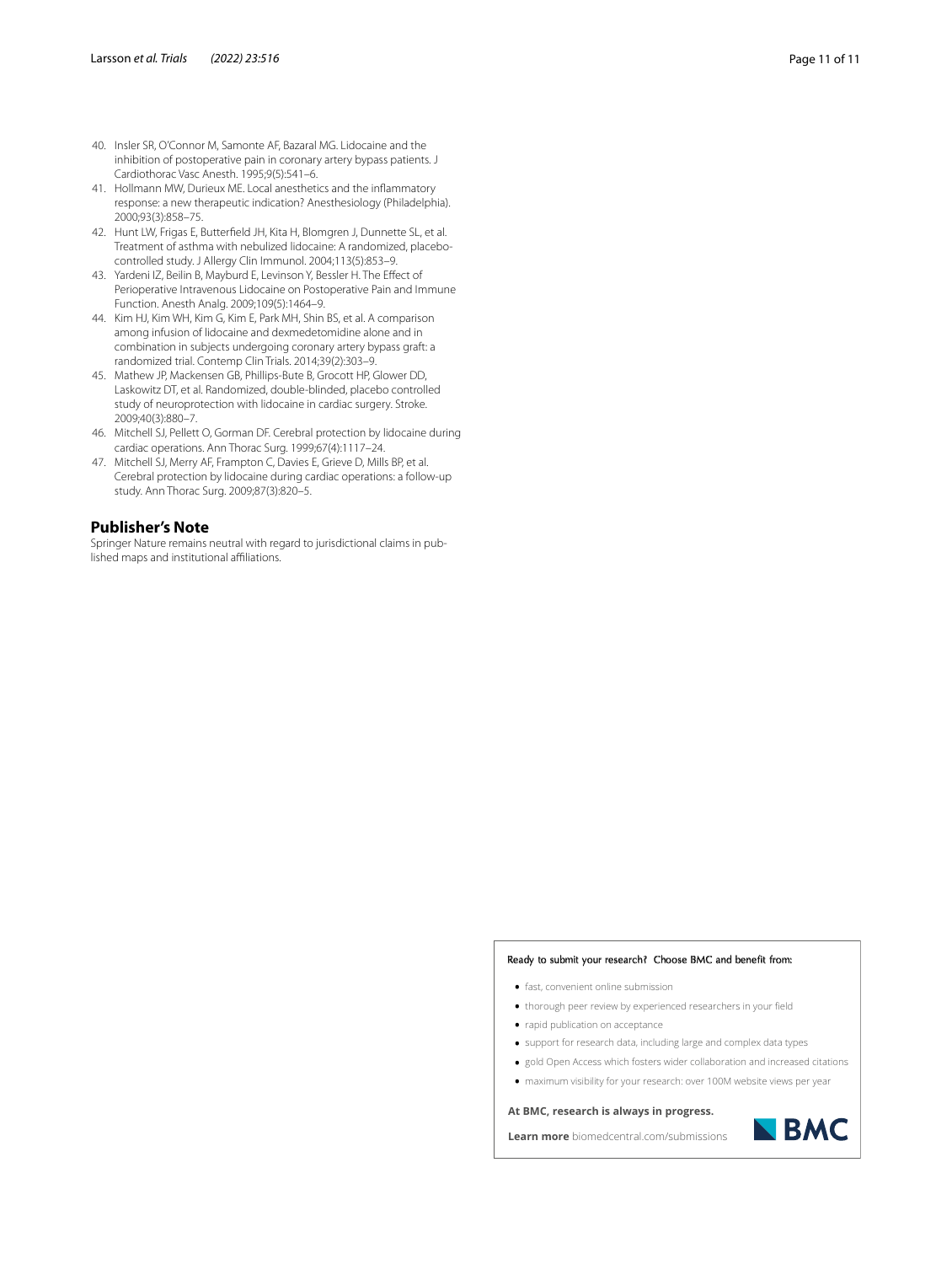40. Insler SR, O'Connor M, Samonte AF, Bazaral MG. Lidocaine and the inhibition of postoperative pain in coronary artery bypass patients. J Cardiothorac Vasc Anesth. 1995;9(5):541–6.
41. Hollmann MW, Durieux ME. Local anesthetics and the inflammatory response: a new therapeutic indication? Anesthesiology (Philadelphia). 2000;93(3):858–75.
42. Hunt LW, Frigas E, Butterfield JH, Kita H, Blomgren J, Dunnette SL, et al. Treatment of asthma with nebulized lidocaine: A randomized, placebo-controlled study. J Allergy Clin Immunol. 2004;113(5):853–9.
43. Yardeni IZ, Beilin B, Mayburd E, Levinson Y, Bessler H. The Effect of Perioperative Intravenous Lidocaine on Postoperative Pain and Immune Function. Anesth Analg. 2009;109(5):1464–9.
44. Kim HJ, Kim WH, Kim G, Kim E, Park MH, Shin BS, et al. A comparison among infusion of lidocaine and dexmedetomidine alone and in combination in subjects undergoing coronary artery bypass graft: a randomized trial. Contemp Clin Trials. 2014;39(2):303–9.
45. Mathew JP, Mackensen GB, Phillips-Bute B, Grocott HP, Glower DD, Laskowitz DT, et al. Randomized, double-blinded, placebo controlled study of neuroprotection with lidocaine in cardiac surgery. Stroke. 2009;40(3):880–7.
46. Mitchell SJ, Pellett O, Gorman DF. Cerebral protection by lidocaine during cardiac operations. Ann Thorac Surg. 1999;67(4):1117–24.
47. Mitchell SJ, Merry AF, Frampton C, Davies E, Grieve D, Mills BP, et al. Cerebral protection by lidocaine during cardiac operations: a follow-up study. Ann Thorac Surg. 2009;87(3):820–5.

## Publisher's Note

Springer Nature remains neutral with regard to jurisdictional claims in published maps and institutional affiliations.

Ready to submit your research? Choose BMC and benefit from:

- fast, convenient online submission
- thorough peer review by experienced researchers in your field
- rapid publication on acceptance
- support for research data, including large and complex data types
- gold Open Access which fosters wider collaboration and increased citations
- maximum visibility for your research: over 100M website views per year

**At BMC, research is always in progress.**

**Learn more** biomedcentral.com/submissions

BMC